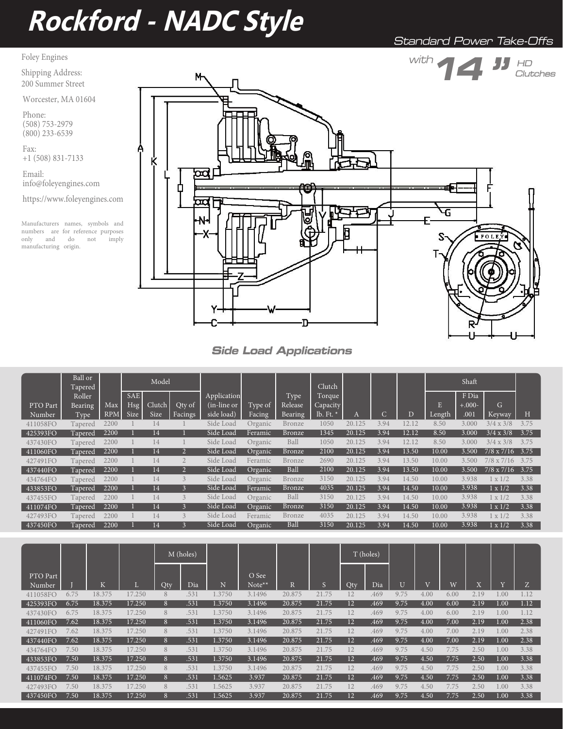# Rockford - NADC Style

Standard Power Take-Offs

with 14" HD Clutches

Foley Engines

Shipping Address:
200 Summer Street

Worcester, MA 01604

Phone:
(508) 753-2979
(800) 233-6539

Fax:
+1 (508) 831-7133

Email:
info@foleyengines.com

https://www.foleyengines.com

Manufacturers names, symbols and numbers are for reference purposes only and do not imply manufacturing origin.

## Side Load Applications

| PTO Part Number | Ball or Tapered Roller Bearing Type | Max RPM | Model SAE Hsg Size | Clutch Size | Qty of Facings | Application (in-line or side load) | Type of Facing | Type Release Bearing | Clutch Torque Capacity lb. Ft. * | A | C | D | Shaft E Length | F Dia +.000-.001 | G Keyway | H |
|---|---|---|---|---|---|---|---|---|---|---|---|---|---|---|---|---|
| 411058FO | Tapered | 2200 | 1 | 14 | 1 | Side Load | Organic | Bronze | 1050 | 20.125 | 3.94 | 12.12 | 8.50 | 3.000 | 3/4 x 3/8 | 3.75 |
| 425393FO | Tapered | 2200 | 1 | 14 | 1 | Side Load | Feramic | Bronze | 1345 | 20.125 | 3.94 | 12.12 | 8.50 | 3.000 | 3/4 x 3/8 | 3.75 |
| 437430FO | Tapered | 2200 | 1 | 14 | 1 | Side Load | Organic | Ball | 1050 | 20.125 | 3.94 | 12.12 | 8.50 | 3.000 | 3/4 x 3/8 | 3.75 |
| 411060FO | Tapered | 2200 | 1 | 14 | 2 | Side Load | Organic | Bronze | 2100 | 20.125 | 3.94 | 13.50 | 10.00 | 3.500 | 7/8 x 7/16 | 3.75 |
| 427491FO | Tapered | 2200 | 1 | 14 | 2 | Side Load | Feramic | Bronze | 2690 | 20.125 | 3.94 | 13.50 | 10.00 | 3.500 | 7/8 x 7/16 | 3.75 |
| 437440FO | Tapered | 2200 | 1 | 14 | 2 | Side Load | Organic | Ball | 2100 | 20.125 | 3.94 | 13.50 | 10.00 | 3.500 | 7/8 x 7/16 | 3.75 |
| 434764FO | Tapered | 2200 | 1 | 14 | 3 | Side Load | Organic | Bronze | 3150 | 20.125 | 3.94 | 14.50 | 10.00 | 3.938 | 1 x 1/2 | 3.38 |
| 433853FO | Tapered | 2200 | 1 | 14 | 3 | Side Load | Feramic | Bronze | 4035 | 20.125 | 3.94 | 14.50 | 10.00 | 3.938 | 1 x 1/2 | 3.38 |
| 437455FO | Tapered | 2200 | 1 | 14 | 3 | Side Load | Organic | Ball | 3150 | 20.125 | 3.94 | 14.50 | 10.00 | 3.938 | 1 x 1/2 | 3.38 |
| 411074FO | Tapered | 2200 | 1 | 14 | 3 | Side Load | Organic | Bronze | 3150 | 20.125 | 3.94 | 14.50 | 10.00 | 3.938 | 1 x 1/2 | 3.38 |
| 427493FO | Tapered | 2200 | 1 | 14 | 3 | Side Load | Feramic | Bronze | 4035 | 20.125 | 3.94 | 14.50 | 10.00 | 3.938 | 1 x 1/2 | 3.38 |
| 437450FO | Tapered | 2200 | 1 | 14 | 3 | Side Load | Organic | Ball | 3150 | 20.125 | 3.94 | 14.50 | 10.00 | 3.938 | 1 x 1/2 | 3.38 |

| PTO Part Number | J | K | L | M (holes) Qty | M (holes) Dia | N | O See Note** | R | S | T (holes) Qty | T (holes) Dia | U | V | W | X | Y | Z |
|---|---|---|---|---|---|---|---|---|---|---|---|---|---|---|---|---|---|
| 411058FO | 6.75 | 18.375 | 17.250 | 8 | .531 | 1.3750 | 3.1496 | 20.875 | 21.75 | 12 | .469 | 9.75 | 4.00 | 6.00 | 2.19 | 1.00 | 1.12 |
| 425393FO | 6.75 | 18.375 | 17.250 | 8 | .531 | 1.3750 | 3.1496 | 20.875 | 21.75 | 12 | .469 | 9.75 | 4.00 | 6.00 | 2.19 | 1.00 | 1.12 |
| 437430FO | 6.75 | 18.375 | 17.250 | 8 | .531 | 1.3750 | 3.1496 | 20.875 | 21.75 | 12 | .469 | 9.75 | 4.00 | 6.00 | 2.19 | 1.00 | 1.12 |
| 411060FO | 7.62 | 18.375 | 17.250 | 8 | .531 | 1.3750 | 3.1496 | 20.875 | 21.75 | 12 | .469 | 9.75 | 4.00 | 7.00 | 2.19 | 1.00 | 2.38 |
| 427491FO | 7.62 | 18.375 | 17.250 | 8 | .531 | 1.3750 | 3.1496 | 20.875 | 21.75 | 12 | .469 | 9.75 | 4.00 | 7.00 | 2.19 | 1.00 | 2.38 |
| 437440FO | 7.62 | 18.375 | 17.250 | 8 | .531 | 1.3750 | 3.1496 | 20.875 | 21.75 | 12 | .469 | 9.75 | 4.00 | 7.00 | 2.19 | 1.00 | 2.38 |
| 434764FO | 7.50 | 18.375 | 17.250 | 8 | .531 | 1.3750 | 3.1496 | 20.875 | 21.75 | 12 | .469 | 9.75 | 4.50 | 7.75 | 2.50 | 1.00 | 3.38 |
| 433853FO | 7.50 | 18.375 | 17.250 | 8 | .531 | 1.3750 | 3.1496 | 20.875 | 21.75 | 12 | .469 | 9.75 | 4.50 | 7.75 | 2.50 | 1.00 | 3.38 |
| 437455FO | 7.50 | 18.375 | 17.250 | 8 | .531 | 1.3750 | 3.1496 | 20.875 | 21.75 | 12 | .469 | 9.75 | 4.50 | 7.75 | 2.50 | 1.00 | 3.38 |
| 411074FO | 7.50 | 18.375 | 17.250 | 8 | .531 | 1.5625 | 3.937 | 20.875 | 21.75 | 12 | .469 | 9.75 | 4.50 | 7.75 | 2.50 | 1.00 | 3.38 |
| 427493FO | 7.50 | 18.375 | 17.250 | 8 | .531 | 1.5625 | 3.937 | 20.875 | 21.75 | 12 | .469 | 9.75 | 4.50 | 7.75 | 2.50 | 1.00 | 3.38 |
| 437450FO | 7.50 | 18.375 | 17.250 | 8 | .531 | 1.5625 | 3.937 | 20.875 | 21.75 | 12 | .469 | 9.75 | 4.50 | 7.75 | 2.50 | 1.00 | 3.38 |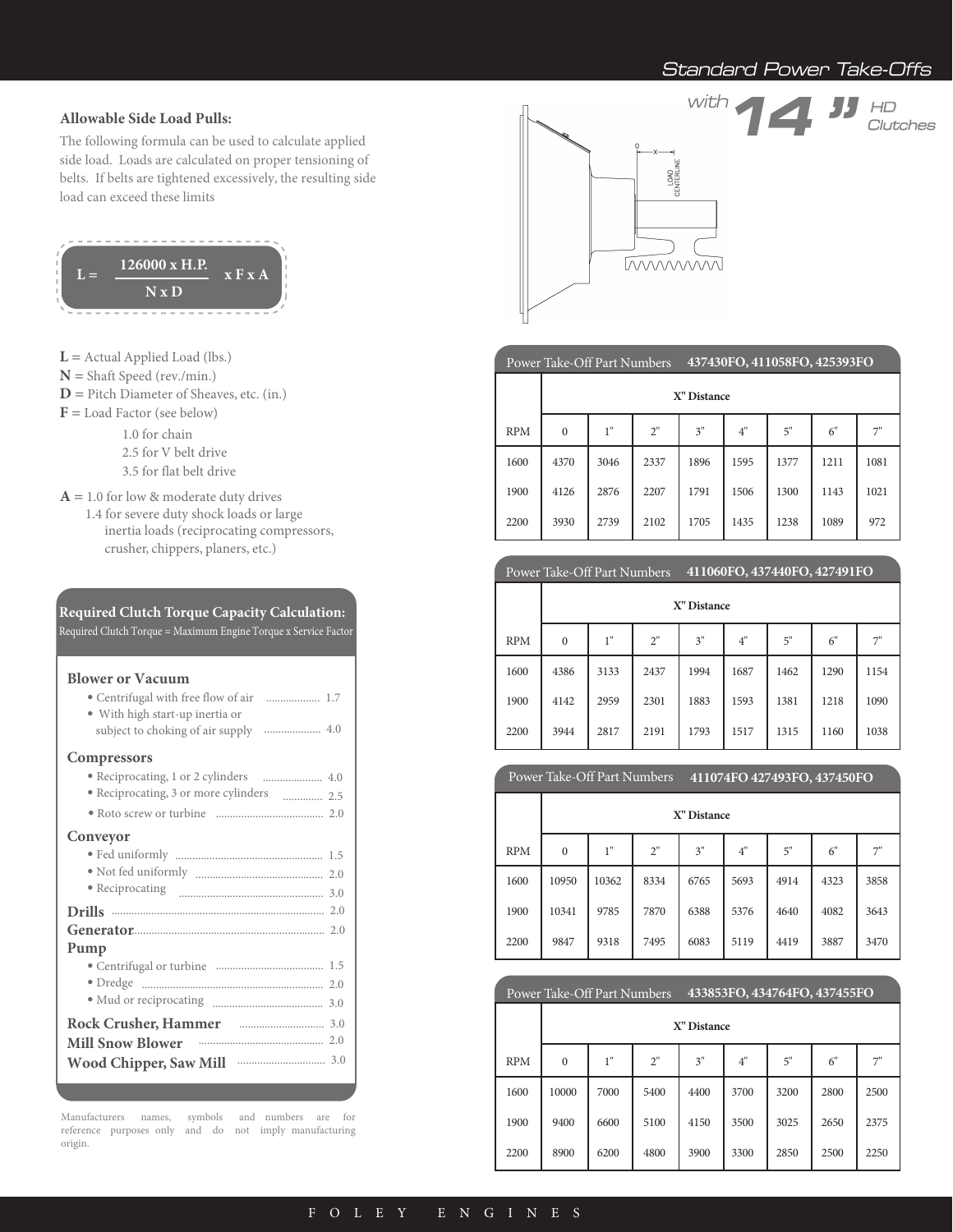# Standard Power Take-Offs with 14" HD Clutches

## Allowable Side Load Pulls:

The following formula can be used to calculate applied side load. Loads are calculated on proper tensioning of belts. If belts are tightened excessively, the resulting side load can exceed these limits

$$L = \frac{126000 \times H.P.}{N \times D} \times F \times A$$

**L** = Actual Applied Load (lbs.)
**N** = Shaft Speed (rev./min.)
**D** = Pitch Diameter of Sheaves, etc. (in.)
**F** = Load Factor (see below)

- 1.0 for chain
- 2.5 for V belt drive
- 3.5 for flat belt drive

**A** = 1.0 for low & moderate duty drives
1.4 for severe duty shock loads or large inertia loads (reciprocating compressors, crusher, chippers, planers, etc.)

## Required Clutch Torque Capacity Calculation:

Required Clutch Torque = Maximum Engine Torque x Service Factor

**Blower or Vacuum**
- Centrifugal with free flow of air ... 1.7
- With high start-up inertia or subject to choking of air supply ... 4.0

**Compressors**
- Reciprocating, 1 or 2 cylinders ... 4.0
- Reciprocating, 3 or more cylinders ... 2.5
- Roto screw or turbine ... 2.0

**Conveyor**
- Fed uniformly ... 1.5
- Not fed uniformly ... 2.0
- Reciprocating ... 3.0

**Drills** ... 2.0
**Generator** ... 2.0
**Pump**
- Centrifugal or turbine ... 1.5
- Dredge ... 2.0
- Mud or reciprocating ... 3.0

**Rock Crusher, Hammer** ... 3.0
**Mill Snow Blower** ... 2.0
**Wood Chipper, Saw Mill** ... 3.0

Manufacturers names, symbols and numbers are for reference purposes only and do not imply manufacturing origin.

X
LOAD CENTERLINE

**Power Take-Off Part Numbers 437430FO, 411058FO, 425393FO**

| RPM | X" Distance | | | | | | | |
|---|---|---|---|---|---|---|---|---|
| | 0 | 1" | 2" | 3" | 4" | 5" | 6" | 7" |
| 1600 | 4370 | 3046 | 2337 | 1896 | 1595 | 1377 | 1211 | 1081 |
| 1900 | 4126 | 2876 | 2207 | 1791 | 1506 | 1300 | 1143 | 1021 |
| 2200 | 3930 | 2739 | 2102 | 1705 | 1435 | 1238 | 1089 | 972 |

**Power Take-Off Part Numbers 411060FO, 437440FO, 427491FO**

| RPM | X" Distance | | | | | | | |
|---|---|---|---|---|---|---|---|---|
| | 0 | 1" | 2" | 3" | 4" | 5" | 6" | 7" |
| 1600 | 4386 | 3133 | 2437 | 1994 | 1687 | 1462 | 1290 | 1154 |
| 1900 | 4142 | 2959 | 2301 | 1883 | 1593 | 1381 | 1218 | 1090 |
| 2200 | 3944 | 2817 | 2191 | 1793 | 1517 | 1315 | 1160 | 1038 |

**Power Take-Off Part Numbers 411074FO 427493FO, 437450FO**

| RPM | X" Distance | | | | | | | |
|---|---|---|---|---|---|---|---|---|
| | 0 | 1" | 2" | 3" | 4" | 5" | 6" | 7" |
| 1600 | 10950 | 10362 | 8334 | 6765 | 5693 | 4914 | 4323 | 3858 |
| 1900 | 10341 | 9785 | 7870 | 6388 | 5376 | 4640 | 4082 | 3643 |
| 2200 | 9847 | 9318 | 7495 | 6083 | 5119 | 4419 | 3887 | 3470 |

**Power Take-Off Part Numbers 433853FO, 434764FO, 437455FO**

| RPM | X" Distance | | | | | | | |
|---|---|---|---|---|---|---|---|---|
| | 0 | 1" | 2" | 3" | 4" | 5" | 6" | 7" |
| 1600 | 10000 | 7000 | 5400 | 4400 | 3700 | 3200 | 2800 | 2500 |
| 1900 | 9400 | 6600 | 5100 | 4150 | 3500 | 3025 | 2650 | 2375 |
| 2200 | 8900 | 6200 | 4800 | 3900 | 3300 | 2850 | 2500 | 2250 |